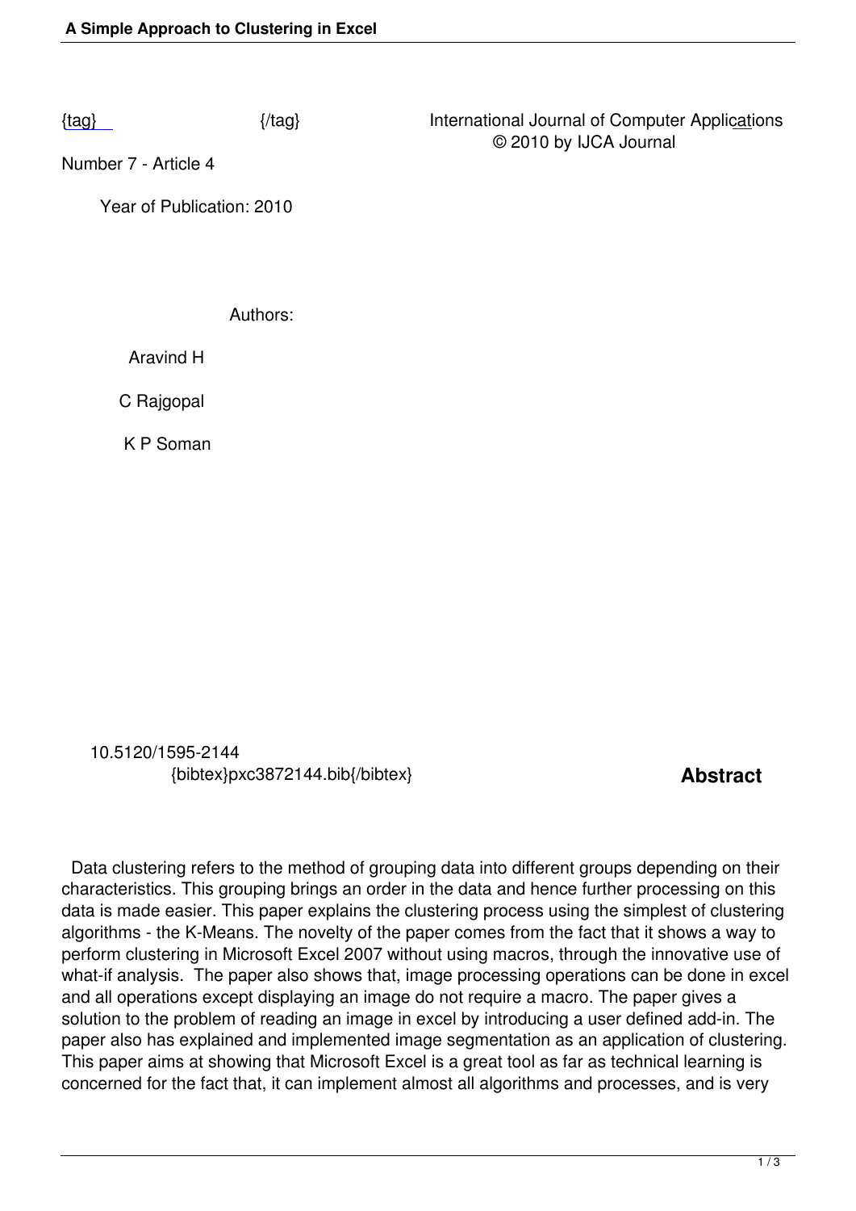{tag} {/tag} International Journal of Computer Applications
© 2010 by IJCA Journal

Number 7 - Article 4

Year of Publication: 2010

Authors:

Aravind H

C Rajgopal

K P Soman

10.5120/1595-2144
{bibtex}pxc3872144.bib{/bibtex}

## Abstract

Data clustering refers to the method of grouping data into different groups depending on their characteristics. This grouping brings an order in the data and hence further processing on this data is made easier. This paper explains the clustering process using the simplest of clustering algorithms - the K-Means. The novelty of the paper comes from the fact that it shows a way to perform clustering in Microsoft Excel 2007 without using macros, through the innovative use of what-if analysis. The paper also shows that, image processing operations can be done in excel and all operations except displaying an image do not require a macro. The paper gives a solution to the problem of reading an image in excel by introducing a user defined add-in. The paper also has explained and implemented image segmentation as an application of clustering. This paper aims at showing that Microsoft Excel is a great tool as far as technical learning is concerned for the fact that, it can implement almost all algorithms and processes, and is very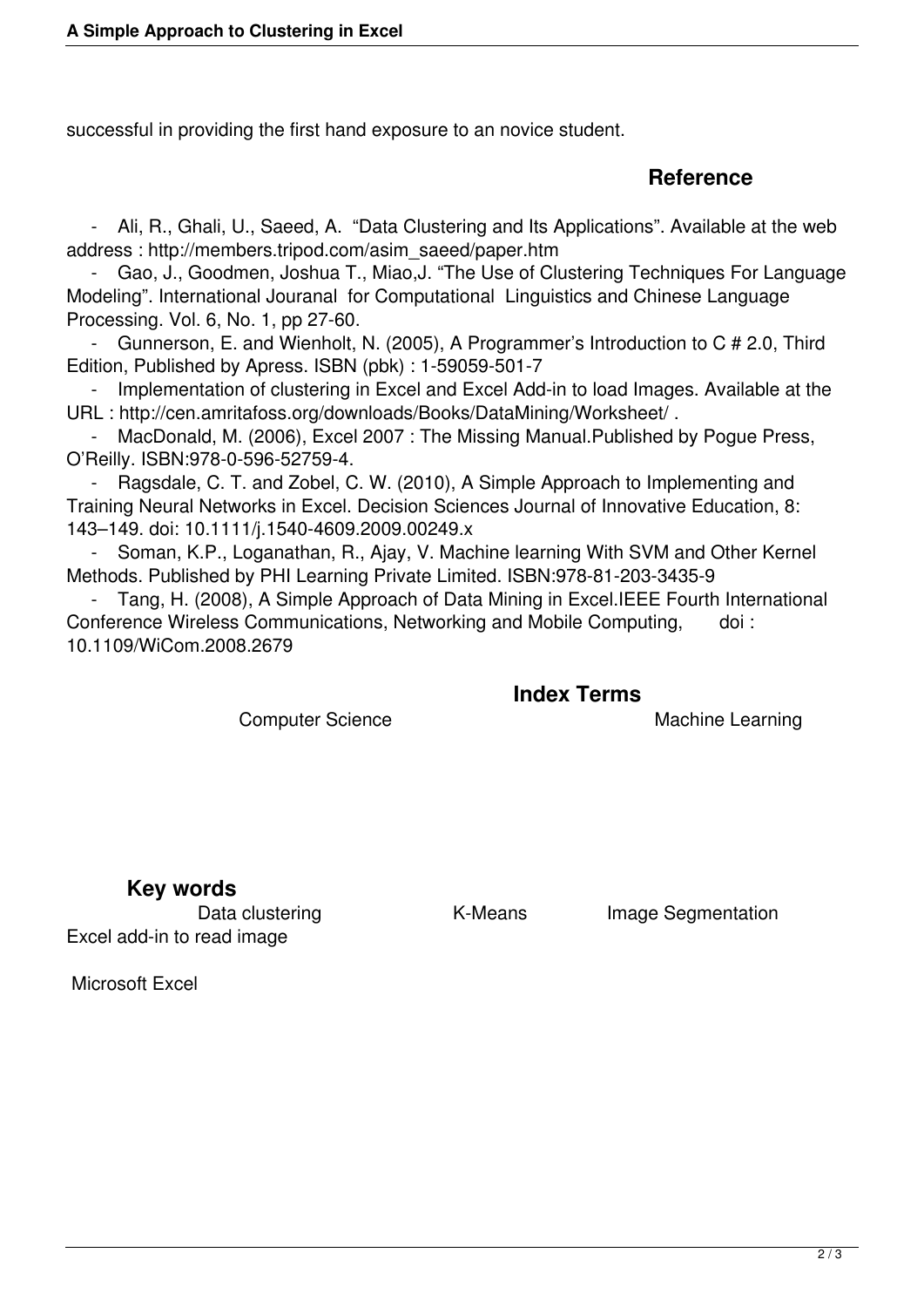successful in providing the first hand exposure to an novice student.

## Reference

- Ali, R., Ghali, U., Saeed, A. "Data Clustering and Its Applications". Available at the web address : http://members.tripod.com/asim_saeed/paper.htm
- Gao, J., Goodmen, Joshua T., Miao,J. "The Use of Clustering Techniques For Language Modeling". International Jouranal for Computational Linguistics and Chinese Language Processing. Vol. 6, No. 1, pp 27-60.
- Gunnerson, E. and Wienholt, N. (2005), A Programmer's Introduction to C # 2.0, Third Edition, Published by Apress. ISBN (pbk) : 1-59059-501-7
- Implementation of clustering in Excel and Excel Add-in to load Images. Available at the URL : http://cen.amritafoss.org/downloads/Books/DataMining/Worksheet/ .
- MacDonald, M. (2006), Excel 2007 : The Missing Manual.Published by Pogue Press, O'Reilly. ISBN:978-0-596-52759-4.
- Ragsdale, C. T. and Zobel, C. W. (2010), A Simple Approach to Implementing and Training Neural Networks in Excel. Decision Sciences Journal of Innovative Education, 8: 143–149. doi: 10.1111/j.1540-4609.2009.00249.x
- Soman, K.P., Loganathan, R., Ajay, V. Machine learning With SVM and Other Kernel Methods. Published by PHI Learning Private Limited. ISBN:978-81-203-3435-9
- Tang, H. (2008), A Simple Approach of Data Mining in Excel.IEEE Fourth International Conference Wireless Communications, Networking and Mobile Computing, doi : 10.1109/WiCom.2008.2679

## Index Terms

Computer Science

Machine Learning

## Key words

Data clustering

K-Means

Image Segmentation

Excel add-in to read image

Microsoft Excel